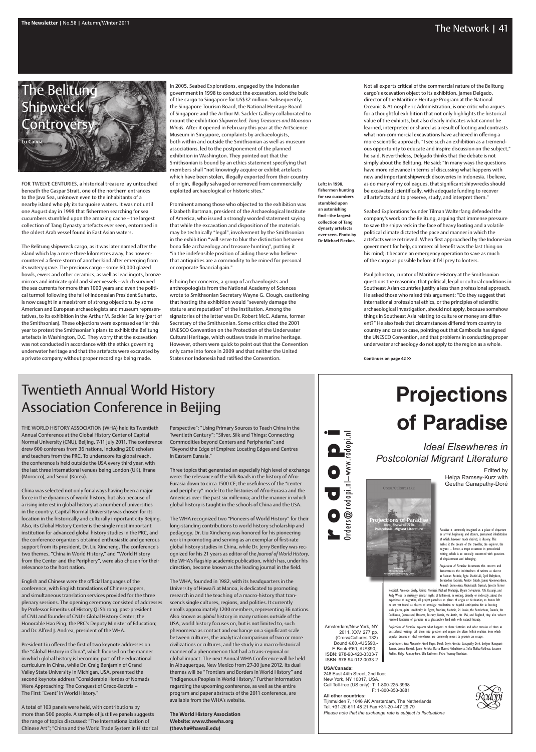# The Belitung Shipwreck Controversy

Lu Caixia

FOR TWELVE CENTURIES, a historical treasure lay untouched beneath the Gaspar Strait, one of the northern entrances to the Java Sea, unknown even to the inhabitants of a nearby island who ply its turquoise waters. It was not until one August day in 1998 that fishermen searching for sea cucumbers stumbled upon the amazing cache – the largest collection of Tang Dynasty artefacts ever seen, entombed in the oldest Arab vessel found in East Asian waters.

The Belitung shipwreck cargo, as it was later named after the island which lay a mere three kilometres away, has now encountered a fierce storm of another kind after emerging from its watery grave. The precious cargo – some 60,000 glazed bowls, ewers and other ceramics, as well as lead ingots, bronze mirrors and intricate gold and silver vessels – which survived the sea currents for more than 1000 years and even the political turmoil following the fall of Indonesian President Suharto, is now caught in a maelstrom of strong objections, by some American and European archaeologists and museum representatives, to its exhibition in the Arthur M. Sackler Gallery (part of the Smithsonian). These objections were expressed earlier this year to protest the Smithsonian's plans to exhibit the Belitung artefacts in Washington, D.C. They worry that the excavation was not conducted in accordance with the ethics governing underwater heritage and that the artefacts were excavated by a private company without proper recordings being made.

In 2005, Seabed Explorations, engaged by the Indonesian government in 1998 to conduct the excavation, sold the bulk of the cargo to Singapore for US$32 million. Subsequently, the Singapore Tourism Board, the National Heritage Board of Singapore and the Arthur M. Sackler Gallery collaborated to mount the exhibition *Shipwrecked: Tang Treasures and Monsoon Winds*. After it opened in February this year at the ArtScience Museum in Singapore, complaints by archaeologists, both within and outside the Smithsonian as well as museum associations, led to the postponement of the planned exhibition in Washington. They pointed out that the Smithsonian is bound by an ethics statement specifying that members shall "not knowingly acquire or exhibit artefacts which have been stolen, illegally exported from their country of origin, illegally salvaged or removed from commercially exploited archaeological or historic sites."

Prominent among those who objected to the exhibition was Elizabeth Bartman, president of the Archaeological Institute of America, who issued a strongly worded statement saying that while the excavation and disposition of the materials may be technically "legal", involvement by the Smithsonian in the exhibition "will serve to blur the distinction between bona fide archaeology and treasure hunting", putting it "in the indefensible position of aiding those who believe that antiquities are a commodity to be mined for personal or corporate financial gain."

Echoing her concerns, a group of archaeologists and anthropologists from the National Academy of Sciences wrote to Smithsonian Secretary Wayne G. Clough, cautioning that hosting the exhibition would "severely damage the stature and reputation" of the institution. Among the signatories of the letter was Dr. Robert McC. Adams, former Secretary of the Smithsonian. Some critics cited the 2001 UNESCO Convention on the Protection of the Underwater Cultural Heritage, which outlaws trade in marine heritage. However, others were quick to point out that the Convention only came into force in 2009 and that neither the United States nor Indonesia had ratified the Convention.

**Left: In 1998, fishermen hunting for sea cucumbers stumbled upon an astonishing find – the largest collection of Tang dynasty artefacts ever seen. Photo by Dr Michael Flecker.**

Not all experts critical of the commercial nature of the Belitung cargo's excavation object to its exhibition. James Delgado, director of the Maritime Heritage Program at the National Oceanic & Atmospheric Administration, is one critic who argues for a thoughtful exhibition that not only highlights the historical value of the exhibits, but also clearly indicates what cannot be learned, interpreted or shared as a result of looting and contrasts what non-commercial excavations have achieved in offering a more scientific approach. "I see such an exhibition as a tremendous opportunity to educate and inspire discussion on the subject," he said. Nevertheless, Delgado thinks that the debate is not simply about the Belitung. He said: "In many ways the questions have more relevance in terms of discussing what happens with new and important shipwreck discoveries in Indonesia. I believe, as do many of my colleagues, that significant shipwrecks should be excavated scientifically, with adequate funding to recover all artefacts and to preserve, study, and interpret them."

Seabed Explorations founder Tilman Walterfang defended the company's work on the Belitung, arguing that immense pressure to save the shipwreck in the face of heavy looting and a volatile political climate dictated the pace and manner in which the artefacts were retrieved. When first approached by the Indonesian government for help, commercial benefit was the last thing on his mind; it became an emergency operation to save as much of the cargo as possible before it fell prey to looters.

Paul Johnston, curator of Maritime History at the Smithsonian questions the reasoning that political, legal or cultural conditions in Southeast Asian countries justify a less than professional approach. He asked those who raised this argument: "Do they suggest that international professional ethics, or the principles of scientific archaeological investigation, should not apply, because somehow things in Southeast Asia relating to culture or money are different?" He also feels that circumstances differed from country to country and case to case, pointing out that Cambodia has signed the UNESCO Convention, and that problems in conducting proper underwater archaeology do not apply to the region as a whole.

**Continues on page 42 >>**

# Twentieth Annual World History Association Conference in Beijing

THE WORLD HISTORY ASSOCIATION (WHA) held its Twentieth Annual Conference at the Global History Center of Capital Normal University (CNU), Beijing, 7-11 July 2011. The conference drew 600 conferees from 36 nations, including 200 scholars and teachers from the PRC. To underscore its global reach, the conference is held outside the USA every third year, with the last three international venues being London (UK), Ifrane (Morocco), and Seoul (Korea).

China was selected not only for always having been a major force in the dynamics of world history, but also because of a rising interest in global history at a number of universities in the country. Capital Normal University was chosen for its location in the historically and culturally important city Beijing. Also, its Global History Center is the single most important institution for advanced global history studies in the PRC, and the conference organizers obtained enthusiastic and generous support from its president, Dr. Liu Xincheng. The conference's two themes, "China in World History," and "World History from the Center and the Periphery", were also chosen for their relevance to the host nation.

English and Chinese were the official languages of the conference, with English translations of Chinese papers, and simultaneous translation services provided for the three plenary sessions. The opening ceremony consisted of addresses by Professor Emeritus of History Qi Shirong, past-president of CNU and founder of CNU's Global History Center; the Honorable Hao Ping, the PRC's Deputy Minister of Education; and Dr. Alfred J. Andrea, president of the WHA.

President Liu offered the first of two keynote addresses on the "Global History in China", which focused on the manner in which global history is becoming part of the educational curriculum in China, while Dr. Craig Benjamin of Grand Valley State University in Michigan, USA, presented the second keynote address "Considerable Hordes of Nomads Were Approaching: The Conquest of Greco-Bactria – The First `Event' in World History."

A total of 103 panels were held, with contributions by more than 500 people. A sample of just five panels suggests the range of topics discussed: "The Internationalization of Chinese Art"; "China and the World Trade System in Historical Perspective"; "Using Primary Sources to Teach China in the Twentieth Century"; "Silver, Silk and Things: Connecting Commodities beyond Centers and Peripheries"; and "Beyond the Edge of Empires: Locating Edges and Centres in Eastern Eurasia."

Three topics that generated an especially high level of exchange were: the relevance of the Silk Roads in the history of Afro-Eurasia down to circa 1500 CE; the usefulness of the "center and periphery" model to the histories of Afro-Eurasia and the Americas over the past six millennia; and the manner in which global history is taught in the schools of China and the USA.

The WHA recognized two "Pioneers of World History" for their long-standing contributions to world history scholarship and pedagogy. Dr. Liu Xincheng was honored for his pioneering work in promoting and serving as an exemplar of first-rate global history studies in China, while Dr. Jerry Bentley was recognized for his 21 years as editor of the *Journal of World History*, the WHA's flagship academic publication, which has, under his direction, become known as the leading journal in the field.

The WHA, founded in 1982, with its headquarters in the University of Hawai'i at Manoa, is dedicated to promoting research in and the teaching of a macro-history that transcends single cultures, regions, and polities. It currently enrolls approximately 1200 members, representing 36 nations. Also known as *global* history in many nations outside of the USA, world history focuses on, but is not limited to, such phenomena as contact and exchange on a significant scale between cultures, the analytical comparison of two or more civilizations or cultures, and the study in a macro-historical manner of a phenomenon that had a trans-regional or global impact. The next Annual WHA Conference will be held in Albuquerque, New Mexico from 27-30 June 2012. Its dual themes will be "Frontiers and Borders in World History" and "Indigenous Peoples in World History." Further information regarding the upcoming conference, as well as the entire program and paper abstracts of the 2011 conference, are available from the WHA's website.

**The World History Association**
**Website: www.thewha.org**
**(thewha@hawaii.edu)**

# Projections of Paradise

*Ideal Elsewheres in Postcolonial Migrant Literature*

Edited by Helga Ramsey-Kurz with Geetha Ganapathy-Doré

rodopi
Orders@rodopi.nl—www.rodopi.nl

Paradise is commonly imagined as a place of departure or arrival, beginning and closure, permanent inhabitation of which, however much desired, is illusory. This makes it the dream of the traveller, the explorer, the migrant — hence, a trope recurrent in postcolonial writing, which is so centrally concerned with questions of displacement and belonging.

*Projections of Paradise* documents this concern and demonstrates the indebtedness of writers as diverse as Salman Rushdie, Agha Shahid Ali, Cyril Dabydeen, Bernardine Evaristo, Amitav Ghosh, James Goonewardene, Romesh Gunesekera, Abdulrazak Gurnah, Janette Turner Hospital, Penelope Lively, Fatima Mernissi, Michael Ondaatje, Shyam Selvadurai, M.G. Vassanji, and Rudy Wiebe to strikingly similar myths of fulfilment. In writing, directly or indirectly, about the experience of migration, all project paradises as places of origin or destination, as homes left or not yet found, as objects of nostalgic recollection or hopeful anticipation. Yet in locating such places, quite specifically, in Egypt, Zanzibar, Kashmir, Sri Lanka, the Sundarbans, Canada, the Caribbean, Queensland, Morocco, Tuscany, Russia, the Arctic, the USA, and England, they also subvert received fantasies of paradise as a pleasurable land rich with natural beauty.

*Projections of Paradise* explores what happens to these fantasies and what remains of them as postcolonial writings call them into question and expose the often hellish realities from which popular dreams of ideal elsewheres are commonly meant to provide an escape.

Contributors: Vera Alexander, Gerd Bayer, Derek Coyle, Geetha Ganapathy-Doré, Evelyne Hanquart-Turner, Ursula Kluwick, Janne Korkka, Marta Mamet-Michalkiewicz, Sofia Muñoz-Valdivieso, Susanne Pichler, Helga Ramsey-Kurz, Ulla Ratheiser, Petra Tournay-Theodotou.

Amsterdam/New York, NY 2011. XXV, 277 pp. (Cross/Cultures 132)
Bound €60,-/US$90,-
E-Book €60,-/US$90,-
ISBN: 978-90-420-3333-7
ISBN: 978-94-012-0033-2

**USA/Canada:**
248 East 44th Street, 2nd floor,
New York, NY 10017, USA.
Call Toll-free (US only): T: 1-800-225-3998
F: 1-800-853-3881

**All other countries:**
Tijnmuiden 7, 1046 AK Amsterdam, The Netherlands
Tel. +31-20-611 48 21 Fax +31-20-447 29 79
*Please note that the exchange rate is subject to fluctuations*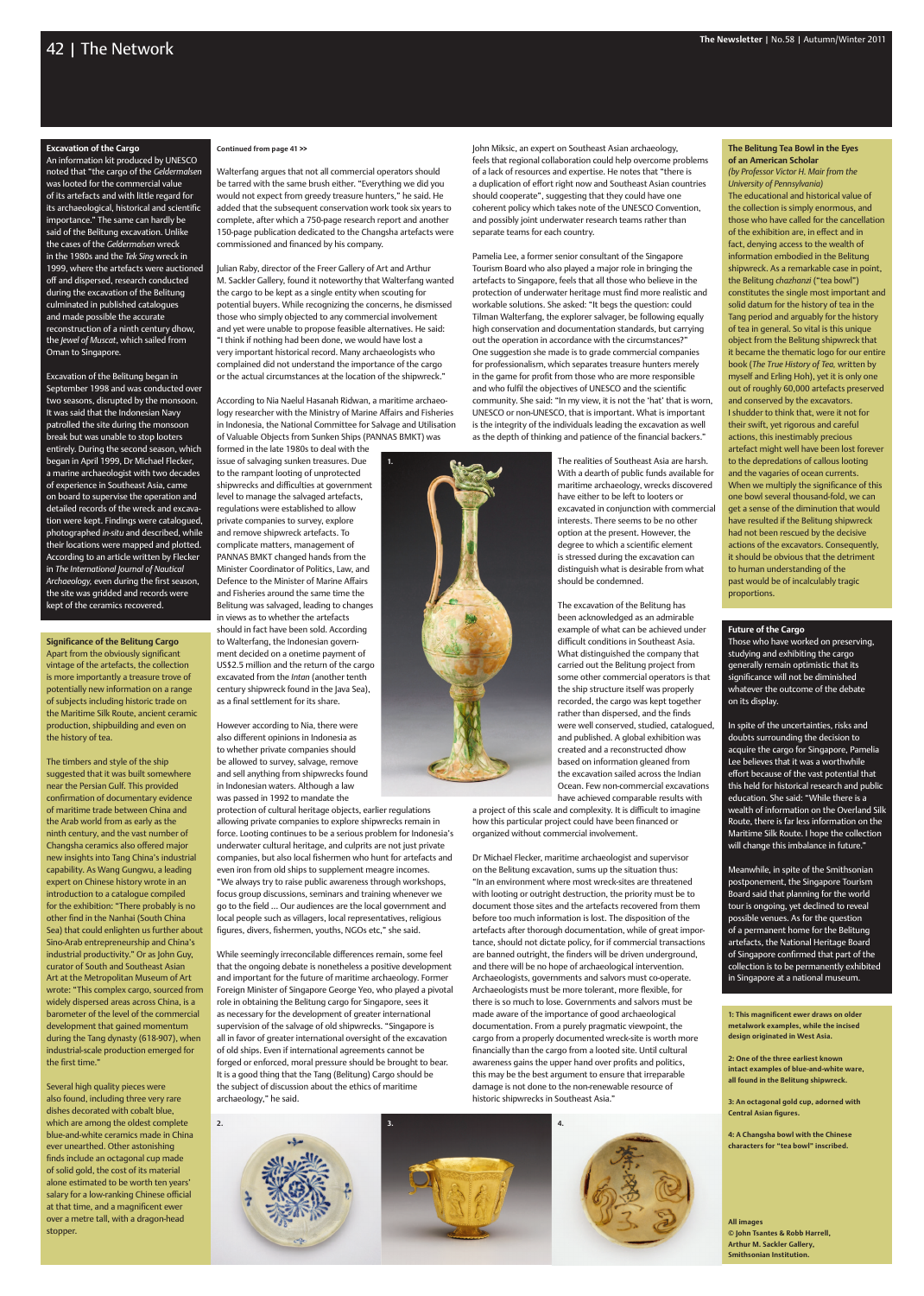### Excavation of the Cargo

An information kit produced by UNESCO noted that "the cargo of the *Geldermalsen* was looted for the commercial value of its artefacts and with little regard for its archaeological, historical and scientific importance." The same can hardly be said of the Belitung excavation. Unlike the cases of the *Geldermalsen* wreck in the 1980s and the *Tek Sing* wreck in 1999, where the artefacts were auctioned off and dispersed, research conducted during the excavation of the Belitung culminated in published catalogues and made possible the accurate reconstruction of a ninth century dhow, the *Jewel of Muscat*, which sailed from Oman to Singapore.

Excavation of the Belitung began in September 1998 and was conducted over two seasons, disrupted by the monsoon. It was said that the Indonesian Navy patrolled the site during the monsoon break but was unable to stop looters entirely. During the second season, which began in April 1999, Dr Michael Flecker, a marine archaeologist with two decades of experience in Southeast Asia, came on board to supervise the operation and detailed records of the wreck and excavation were kept. Findings were catalogued, photographed *in-situ* and described, while their locations were mapped and plotted. According to an article written by Flecker in *The International Journal of Nautical Archaeology*, even during the first season, the site was gridded and records were kept of the ceramics recovered.

### Significance of the Belitung Cargo

Apart from the obviously significant vintage of the artefacts, the collection is more importantly a treasure trove of potentially new information on a range of subjects including historic trade on the Maritime Silk Route, ancient ceramic production, shipbuilding and even on the history of tea.

The timbers and style of the ship suggested that it was built somewhere near the Persian Gulf. This provided confirmation of documentary evidence of maritime trade between China and the Arab world from as early as the ninth century, and the vast number of Changsha ceramics also offered major new insights into Tang China's industrial capability. As Wang Gungwu, a leading expert on Chinese history wrote in an introduction to a catalogue compiled for the exhibition: "There probably is no other find in the Nanhai (South China Sea) that could enlighten us further about Sino-Arab entrepreneurship and China's industrial productivity." Or as John Guy, curator of South and Southeast Asian Art at the Metropolitan Museum of Art wrote: "This complex cargo, sourced from widely dispersed areas across China, is a barometer of the level of the commercial development that gained momentum during the Tang dynasty (618-907), when industrial-scale production emerged for the first time."

Several high quality pieces were also found, including three very rare dishes decorated with cobalt blue, which are among the oldest complete blue-and-white ceramics made in China ever unearthed. Other astonishing finds include an octagonal cup made of solid gold, the cost of its material alone estimated to be worth ten years' salary for a low-ranking Chinese official at that time, and a magnificent ewer over a metre tall, with a dragon-head stopper.

**Continued from page 41 >>**

Walterfang argues that not all commercial operators should be tarred with the same brush either. "Everything we did you would not expect from greedy treasure hunters," he said. He added that the subsequent conservation work took six years to complete, after which a 750-page research report and another 150-page publication dedicated to the Changsha artefacts were commissioned and financed by his company.

Julian Raby, director of the Freer Gallery of Art and Arthur M. Sackler Gallery, found it noteworthy that Walterfang wanted the cargo to be kept as a single entity when scouting for potential buyers. While recognizing the concerns, he dismissed those who simply objected to any commercial involvement and yet were unable to propose feasible alternatives. He said: "I think if nothing had been done, we would have lost a very important historical record. Many archaeologists who complained did not understand the importance of the cargo or the actual circumstances at the location of the shipwreck."

According to Nia Naelul Hasanah Ridwan, a maritime archaeology researcher with the Ministry of Marine Affairs and Fisheries in Indonesia, the National Committee for Salvage and Utilisation of Valuable Objects from Sunken Ships (PANNAS BMKT) was formed in the late 1980s to deal with the issue of salvaging sunken treasures. Due to the rampant looting of unprotected shipwrecks and difficulties at government level to manage the salvaged artefacts, regulations were established to allow private companies to survey, explore and remove shipwreck artefacts. To complicate matters, management of PANNAS BMKT changed hands from the Minister Coordinator of Politics, Law, and Defence to the Minister of Marine Affairs and Fisheries around the same time the Belitung was salvaged, leading to changes in views as to whether the artefacts should in fact have been sold. According to Walterfang, the Indonesian government decided on a onetime payment of US$2.5 million and the return of the cargo excavated from the *Intan* (another tenth century shipwreck found in the Java Sea), as a final settlement for its share.

However according to Nia, there were also different opinions in Indonesia as to whether private companies should be allowed to survey, salvage, remove and sell anything from shipwrecks found in Indonesian waters. Although a law was passed in 1992 to mandate the protection of cultural heritage objects, earlier regulations allowing private companies to explore shipwrecks remain in force. Looting continues to be a serious problem for Indonesia's underwater cultural heritage, and culprits are not just private companies, but also local fishermen who hunt for artefacts and even iron from old ships to supplement meagre incomes. "We always try to raise public awareness through workshops, focus group discussions, seminars and training whenever we go to the field … Our audiences are the local government and local people such as villagers, local representatives, religious figures, divers, fishermen, youths, NGOs etc," she said.

While seemingly irreconcilable differences remain, some feel that the ongoing debate is nonetheless a positive development and important for the future of maritime archaeology. Former Foreign Minister of Singapore George Yeo, who played a pivotal role in obtaining the Belitung cargo for Singapore, sees it as necessary for the development of greater international supervision of the salvage of old shipwrecks. "Singapore is all in favor of greater international oversight of the excavation of old ships. Even if international agreements cannot be forged or enforced, moral pressure should be brought to bear. It is a good thing that the Tang (Belitung) Cargo should be the subject of discussion about the ethics of maritime archaeology," he said.

John Miksic, an expert on Southeast Asian archaeology, feels that regional collaboration could help overcome problems of a lack of resources and expertise. He notes that "there is a duplication of effort right now and Southeast Asian countries should cooperate", suggesting that they could have one coherent policy which takes note of the UNESCO Convention, and possibly joint underwater research teams rather than separate teams for each country.

Pamelia Lee, a former senior consultant of the Singapore Tourism Board who also played a major role in bringing the artefacts to Singapore, feels that all those who believe in the protection of underwater heritage must find more realistic and workable solutions. She asked: "It begs the question: could Tilman Walterfang, the explorer salvager, be following equally high conservation and documentation standards, but carrying out the operation in accordance with the circumstances?" One suggestion she made is to grade commercial companies for professionalism, which separates treasure hunters merely in the game for profit from those who are more responsible and who fulfil the objectives of UNESCO and the scientific community. She said: "In my view, it is not the 'hat' that is worn, UNESCO or non-UNESCO, that is important. What is important is the integrity of the individuals leading the excavation as well as the depth of thinking and patience of the financial backers."

The realities of Southeast Asia are harsh. With a dearth of public funds available for maritime archaeology, wrecks discovered have either to be left to looters or excavated in conjunction with commercial interests. There seems to be no other option at the present. However, the degree to which a scientific element is stressed during the excavation can distinguish what is desirable from what should be condemned.

The excavation of the Belitung has been acknowledged as an admirable example of what can be achieved under difficult conditions in Southeast Asia. What distinguished the company that carried out the Belitung project from some other commercial operators is that the ship structure itself was properly recorded, the cargo was kept together rather than dispersed, and the finds were well conserved, studied, catalogued, and published. A global exhibition was created and a reconstructed dhow based on information gleaned from the excavation sailed across the Indian Ocean. Few non-commercial excavations have achieved comparable results with a project of this scale and complexity. It is difficult to imagine how this particular project could have been financed or organized without commercial involvement.

Dr Michael Flecker, maritime archaeologist and supervisor on the Belitung excavation, sums up the situation thus: "In an environment where most wreck-sites are threatened with looting or outright destruction, the priority must be to document those sites and the artefacts recovered from them before too much information is lost. The disposition of the artefacts after thorough documentation, while of great importance, should not dictate policy, for if commercial transactions are banned outright, the finders will be driven underground, and there will be no hope of archaeological intervention. Archaeologists, governments and salvors must co-operate. Archaeologists must be more tolerant, more flexible, for there is so much to lose. Governments and salvors must be made aware of the importance of good archaeological documentation. From a purely pragmatic viewpoint, the cargo from a properly documented wreck-site is worth more financially than the cargo from a looted site. Until cultural awareness gains the upper hand over profits and politics, this may be the best argument to ensure that irreparable damage is not done to the non-renewable resource of historic shipwrecks in Southeast Asia."

### The Belitung Tea Bowl in the Eyes of an American Scholar

*(by Professor Victor H. Mair from the University of Pennsylvania)*

The educational and historical value of the collection is simply enormous, and those who have called for the cancellation of the exhibition are, in effect and in fact, denying access to the wealth of information embodied in the Belitung shipwreck. As a remarkable case in point, the Belitung *chazhanzi* ("tea bowl") constitutes the single most important and solid datum for the history of tea in the Tang period and arguably for the history of tea in general. So vital is this unique object from the Belitung shipwreck that it became the thematic logo for our entire book (*The True History of Tea*, written by myself and Erling Hoh), yet it is only one out of roughly 60,000 artefacts preserved and conserved by the excavators. I shudder to think that, were it not for their swift, yet rigorous and careful actions, this inestimably precious artefact might well have been lost forever to the depredations of callous looting and the vagaries of ocean currents. When we multiply the significance of this one bowl several thousand-fold, we can get a sense of the diminution that would have resulted if the Belitung shipwreck had not been rescued by the decisive actions of the excavators. Consequently, it should be obvious that the detriment to human understanding of the past would be of incalculably tragic proportions.

### Future of the Cargo

Those who have worked on preserving, studying and exhibiting the cargo generally remain optimistic that its significance will not be diminished whatever the outcome of the debate on its display.

In spite of the uncertainties, risks and doubts surrounding the decision to acquire the cargo for Singapore, Pamelia Lee believes that it was a worthwhile effort because of the vast potential that this held for historical research and public education. She said: "While there is a wealth of information on the Overland Silk Route, there is far less information on the Maritime Silk Route. I hope the collection will change this imbalance in future."

Meanwhile, in spite of the Smithsonian postponement, the Singapore Tourism Board said that planning for the world tour is ongoing, yet declined to reveal possible venues. As for the question of a permanent home for the Belitung artefacts, the National Heritage Board of Singapore confirmed that part of the collection is to be permanently exhibited in Singapore at a national museum.

**1: This magnificent ewer draws on older metalwork examples, while the incised design originated in West Asia.**

**2: One of the three earliest known intact examples of blue-and-white ware, all found in the Belitung shipwreck.**

**3: An octagonal gold cup, adorned with Central Asian figures.**

**4: A Changsha bowl with the Chinese characters for "tea bowl" inscribed.**

**All images © John Tsantes & Robb Harrell, Arthur M. Sackler Gallery, Smithsonian Institution.**